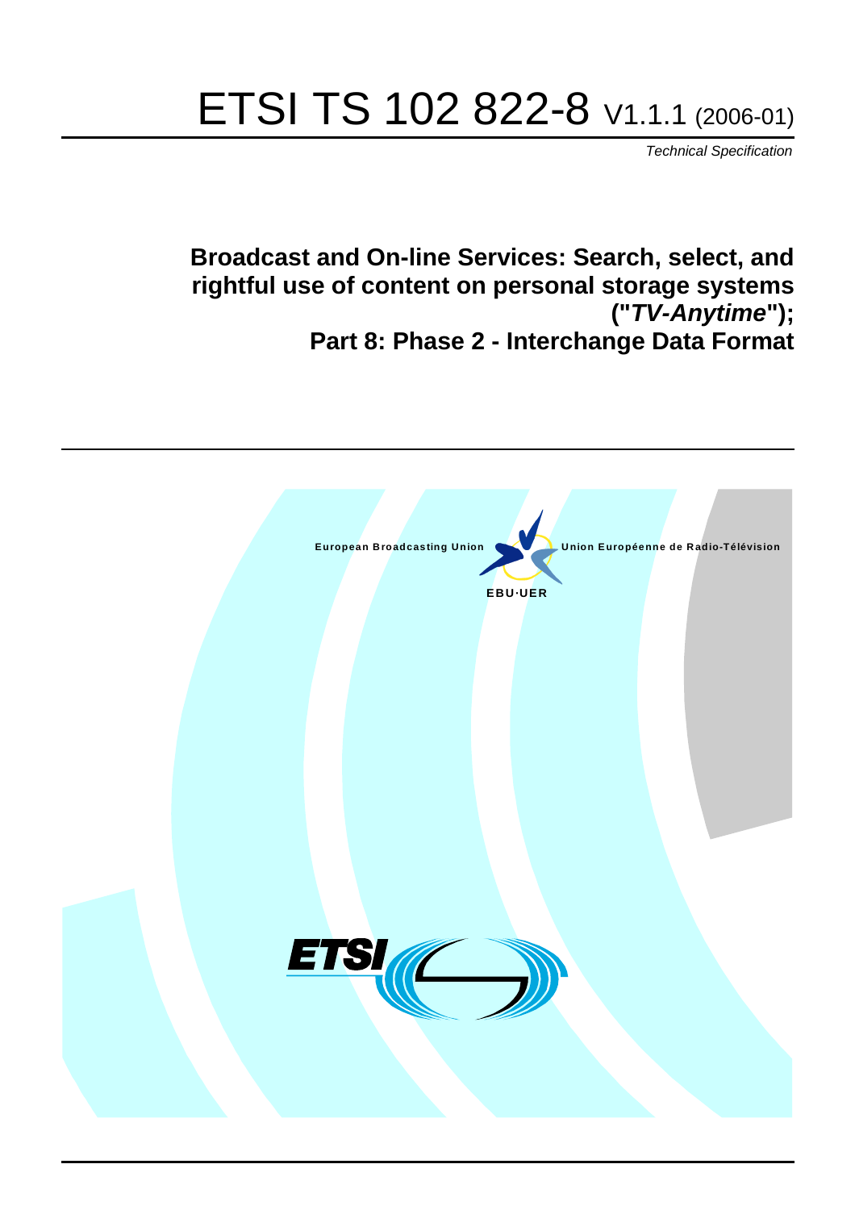# ETSI TS 102 822-8 V1.1.1 (2006-01)

*Technical Specification*

## Broadcast and On-line Services: Search, select, and rightful use of content on personal storage systems ("*TV-Anytime*"); Part 8: Phase 2 - Interchange Data Format

European Broadcasting Union

Union Européenne de Radio-Télévision

EBU·UER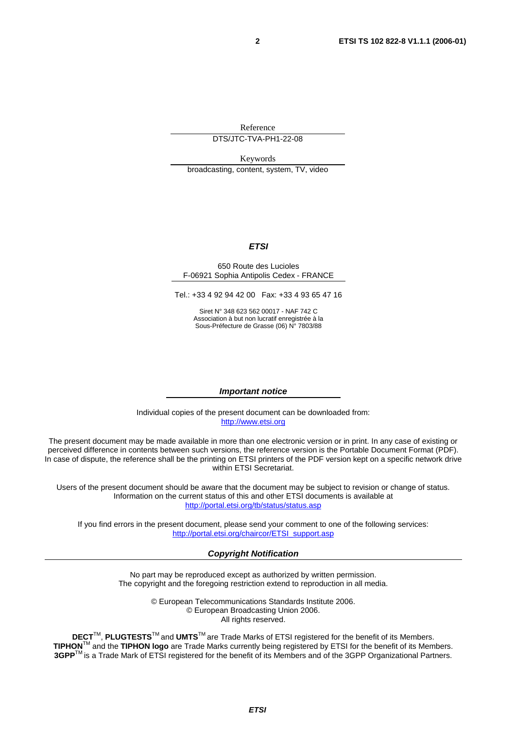Reference

DTS/JTC-TVA-PH1-22-08

Keywords

broadcasting, content, system, TV, video

***ETSI***

650 Route des Lucioles
F-06921 Sophia Antipolis Cedex - FRANCE

Tel.: +33 4 92 94 42 00 Fax: +33 4 93 65 47 16

Siret N° 348 623 562 00017 - NAF 742 C
Association à but non lucratif enregistrée à la
Sous-Préfecture de Grasse (06) N° 7803/88

***Important notice***

Individual copies of the present document can be downloaded from:
http://www.etsi.org

The present document may be made available in more than one electronic version or in print. In any case of existing or perceived difference in contents between such versions, the reference version is the Portable Document Format (PDF). In case of dispute, the reference shall be the printing on ETSI printers of the PDF version kept on a specific network drive within ETSI Secretariat.

Users of the present document should be aware that the document may be subject to revision or change of status. Information on the current status of this and other ETSI documents is available at
http://portal.etsi.org/tb/status/status.asp

If you find errors in the present document, please send your comment to one of the following services:
http://portal.etsi.org/chaircor/ETSI_support.asp

***Copyright Notification***

No part may be reproduced except as authorized by written permission.
The copyright and the foregoing restriction extend to reproduction in all media.

© European Telecommunications Standards Institute 2006.
© European Broadcasting Union 2006.
All rights reserved.

**DECT**™, **PLUGTESTS**™ and **UMTS**™ are Trade Marks of ETSI registered for the benefit of its Members.
**TIPHON**™ and the **TIPHON logo** are Trade Marks currently being registered by ETSI for the benefit of its Members.
**3GPP**™ is a Trade Mark of ETSI registered for the benefit of its Members and of the 3GPP Organizational Partners.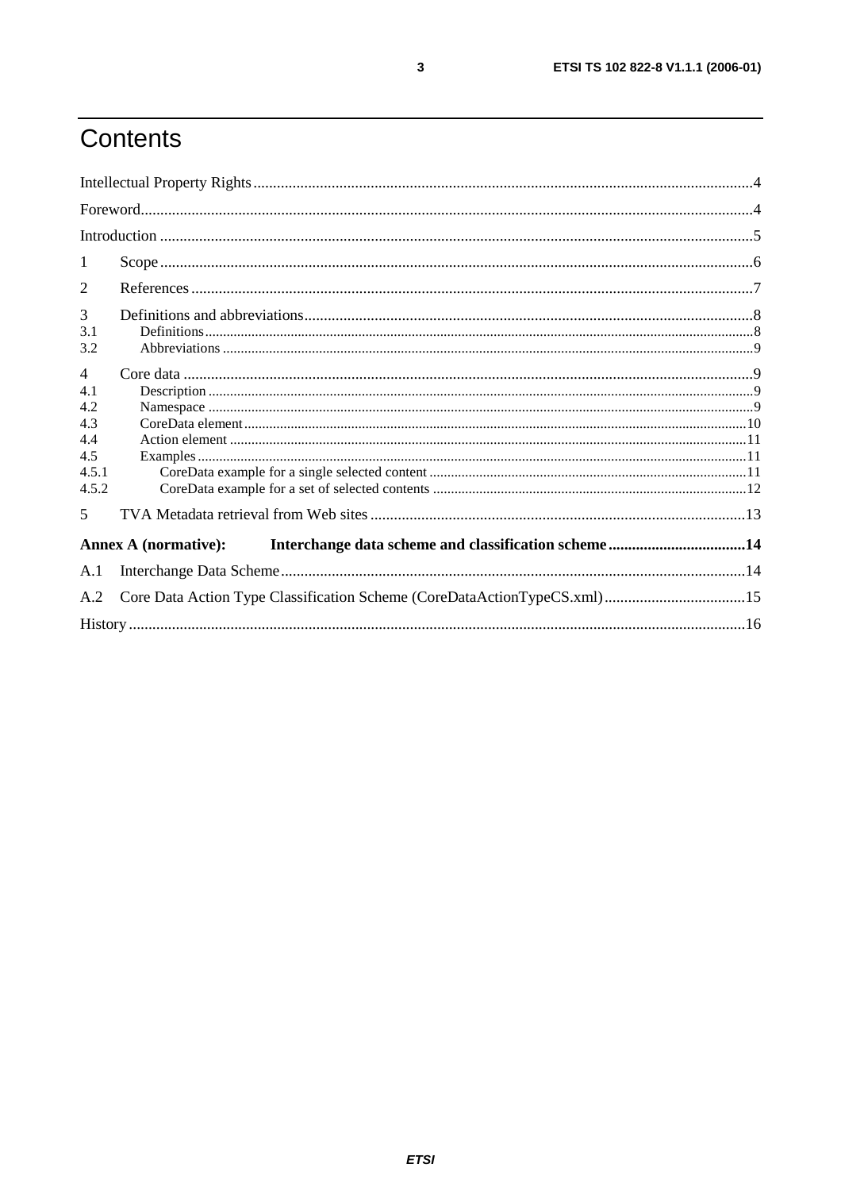# Contents

Intellectual Property Rights....................................................................................................................................4

Foreword.................................................................................................................................................................4

Introduction ............................................................................................................................................................5

1 Scope ..................................................................................................................................................................6

2 References ..........................................................................................................................................................7

3 Definitions and abbreviations..............................................................................................................................8
3.1 Definitions..........................................................................................................................................................8
3.2 Abbreviations .....................................................................................................................................................9

4 Core data .............................................................................................................................................................9
4.1 Description ........................................................................................................................................................9
4.2 Namespace .........................................................................................................................................................9
4.3 CoreData element.............................................................................................................................................10
4.4 Action element .................................................................................................................................................11
4.5 Examples ..........................................................................................................................................................11
4.5.1 CoreData example for a single selected content ..........................................................................................11
4.5.2 CoreData example for a set of selected contents .........................................................................................12

5 TVA Metadata retrieval from Web sites ............................................................................................................13

**Annex A (normative): Interchange data scheme and classification scheme ...................................14**

A.1 Interchange Data Scheme.................................................................................................................................14

A.2 Core Data Action Type Classification Scheme (CoreDataActionTypeCS.xml)...................................15

History ..................................................................................................................................................................16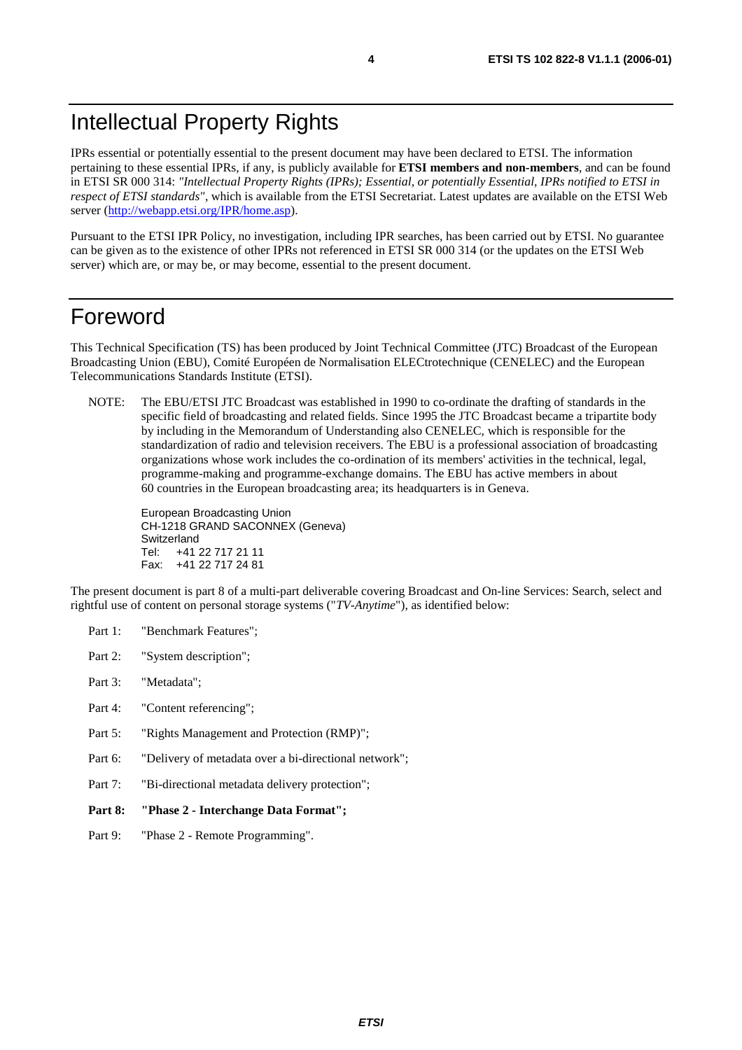# Intellectual Property Rights

IPRs essential or potentially essential to the present document may have been declared to ETSI. The information pertaining to these essential IPRs, if any, is publicly available for **ETSI members and non-members**, and can be found in ETSI SR 000 314: *"Intellectual Property Rights (IPRs); Essential, or potentially Essential, IPRs notified to ETSI in respect of ETSI standards"*, which is available from the ETSI Secretariat. Latest updates are available on the ETSI Web server (http://webapp.etsi.org/IPR/home.asp).

Pursuant to the ETSI IPR Policy, no investigation, including IPR searches, has been carried out by ETSI. No guarantee can be given as to the existence of other IPRs not referenced in ETSI SR 000 314 (or the updates on the ETSI Web server) which are, or may be, or may become, essential to the present document.

# Foreword

This Technical Specification (TS) has been produced by Joint Technical Committee (JTC) Broadcast of the European Broadcasting Union (EBU), Comité Européen de Normalisation ELECtrotechnique (CENELEC) and the European Telecommunications Standards Institute (ETSI).

NOTE: The EBU/ETSI JTC Broadcast was established in 1990 to co-ordinate the drafting of standards in the specific field of broadcasting and related fields. Since 1995 the JTC Broadcast became a tripartite body by including in the Memorandum of Understanding also CENELEC, which is responsible for the standardization of radio and television receivers. The EBU is a professional association of broadcasting organizations whose work includes the co-ordination of its members' activities in the technical, legal, programme-making and programme-exchange domains. The EBU has active members in about 60 countries in the European broadcasting area; its headquarters is in Geneva.

European Broadcasting Union
CH-1218 GRAND SACONNEX (Geneva)
Switzerland
Tel: +41 22 717 21 11
Fax: +41 22 717 24 81

The present document is part 8 of a multi-part deliverable covering Broadcast and On-line Services: Search, select and rightful use of content on personal storage systems ("*TV-Anytime*"), as identified below:

Part 1: "Benchmark Features";

Part 2: "System description";

Part 3: "Metadata";

Part 4: "Content referencing";

Part 5: "Rights Management and Protection (RMP)";

Part 6: "Delivery of metadata over a bi-directional network";

Part 7: "Bi-directional metadata delivery protection";

**Part 8: "Phase 2 - Interchange Data Format";**

Part 9: "Phase 2 - Remote Programming".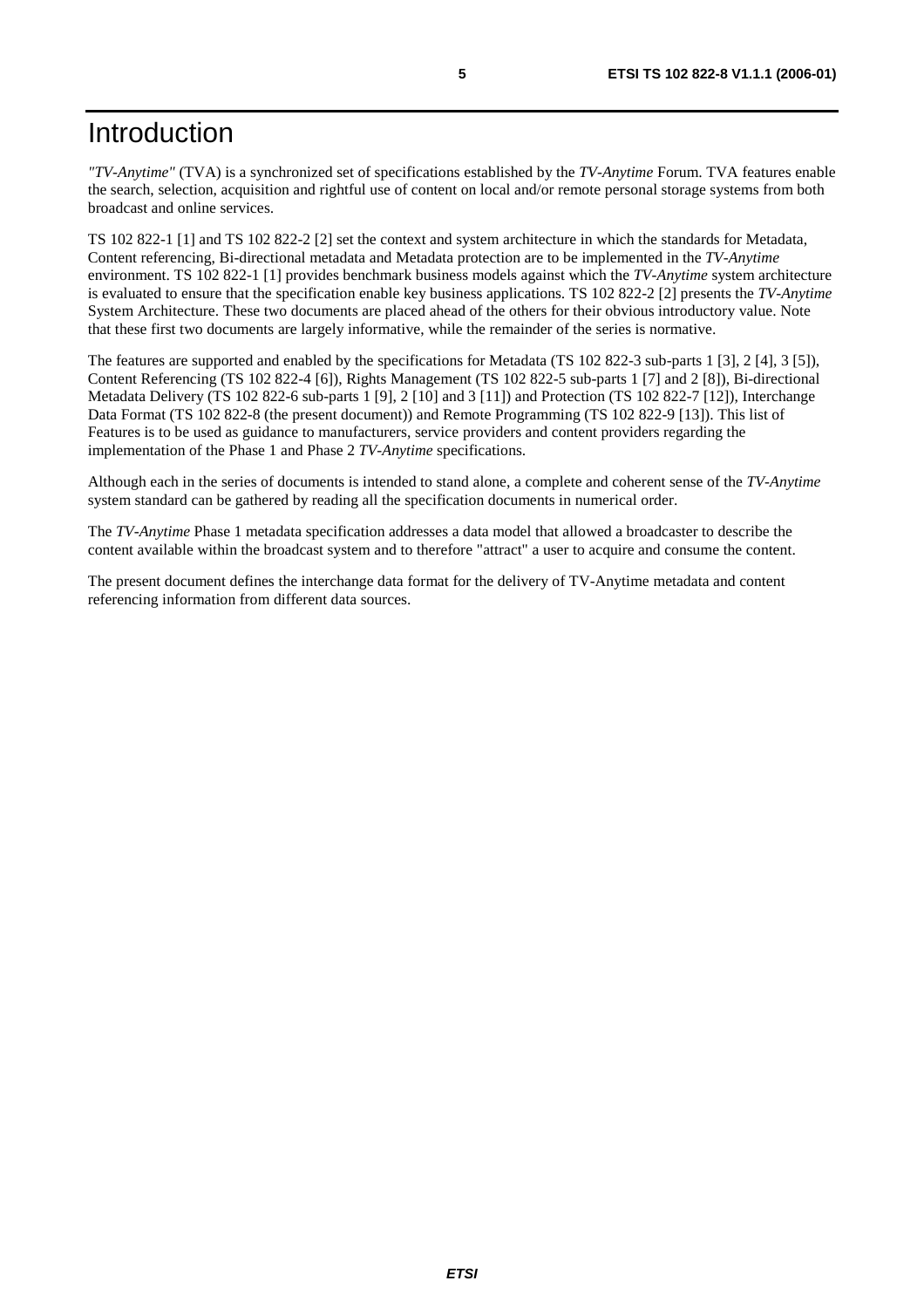# Introduction

*"TV-Anytime"* (TVA) is a synchronized set of specifications established by the *TV-Anytime* Forum. TVA features enable the search, selection, acquisition and rightful use of content on local and/or remote personal storage systems from both broadcast and online services.

TS 102 822-1 [1] and TS 102 822-2 [2] set the context and system architecture in which the standards for Metadata, Content referencing, Bi-directional metadata and Metadata protection are to be implemented in the *TV-Anytime* environment. TS 102 822-1 [1] provides benchmark business models against which the *TV-Anytime* system architecture is evaluated to ensure that the specification enable key business applications. TS 102 822-2 [2] presents the *TV-Anytime* System Architecture. These two documents are placed ahead of the others for their obvious introductory value. Note that these first two documents are largely informative, while the remainder of the series is normative.

The features are supported and enabled by the specifications for Metadata (TS 102 822-3 sub-parts 1 [3], 2 [4], 3 [5]), Content Referencing (TS 102 822-4 [6]), Rights Management (TS 102 822-5 sub-parts 1 [7] and 2 [8]), Bi-directional Metadata Delivery (TS 102 822-6 sub-parts 1 [9], 2 [10] and 3 [11]) and Protection (TS 102 822-7 [12]), Interchange Data Format (TS 102 822-8 (the present document)) and Remote Programming (TS 102 822-9 [13]). This list of Features is to be used as guidance to manufacturers, service providers and content providers regarding the implementation of the Phase 1 and Phase 2 *TV-Anytime* specifications.

Although each in the series of documents is intended to stand alone, a complete and coherent sense of the *TV-Anytime* system standard can be gathered by reading all the specification documents in numerical order.

The *TV-Anytime* Phase 1 metadata specification addresses a data model that allowed a broadcaster to describe the content available within the broadcast system and to therefore "attract" a user to acquire and consume the content.

The present document defines the interchange data format for the delivery of TV-Anytime metadata and content referencing information from different data sources.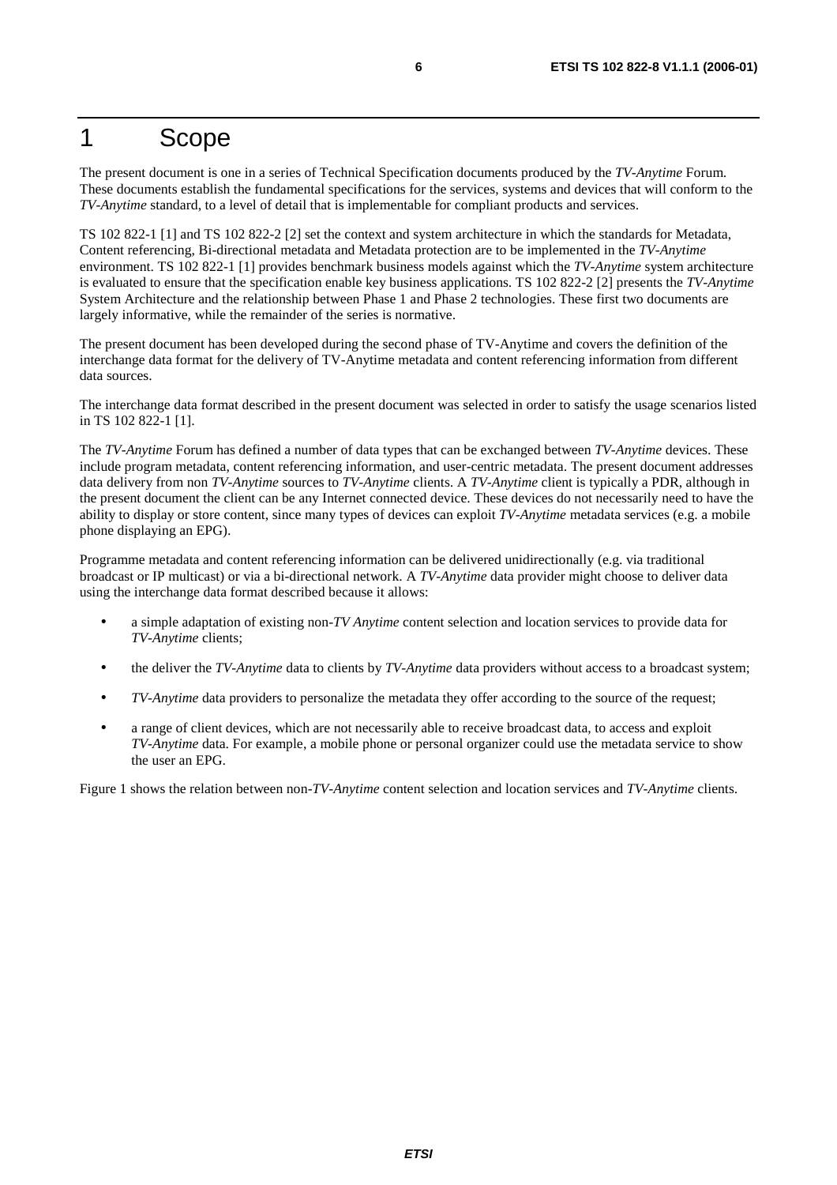# 1 Scope

The present document is one in a series of Technical Specification documents produced by the *TV-Anytime* Forum. These documents establish the fundamental specifications for the services, systems and devices that will conform to the *TV-Anytime* standard, to a level of detail that is implementable for compliant products and services.

TS 102 822-1 [1] and TS 102 822-2 [2] set the context and system architecture in which the standards for Metadata, Content referencing, Bi-directional metadata and Metadata protection are to be implemented in the *TV-Anytime* environment. TS 102 822-1 [1] provides benchmark business models against which the *TV-Anytime* system architecture is evaluated to ensure that the specification enable key business applications. TS 102 822-2 [2] presents the *TV-Anytime* System Architecture and the relationship between Phase 1 and Phase 2 technologies. These first two documents are largely informative, while the remainder of the series is normative.

The present document has been developed during the second phase of TV-Anytime and covers the definition of the interchange data format for the delivery of TV-Anytime metadata and content referencing information from different data sources.

The interchange data format described in the present document was selected in order to satisfy the usage scenarios listed in TS 102 822-1 [1].

The *TV-Anytime* Forum has defined a number of data types that can be exchanged between *TV-Anytime* devices. These include program metadata, content referencing information, and user-centric metadata. The present document addresses data delivery from non *TV-Anytime* sources to *TV-Anytime* clients. A *TV-Anytime* client is typically a PDR, although in the present document the client can be any Internet connected device. These devices do not necessarily need to have the ability to display or store content, since many types of devices can exploit *TV-Anytime* metadata services (e.g. a mobile phone displaying an EPG).

Programme metadata and content referencing information can be delivered unidirectionally (e.g. via traditional broadcast or IP multicast) or via a bi-directional network. A *TV-Anytime* data provider might choose to deliver data using the interchange data format described because it allows:

- a simple adaptation of existing non-*TV Anytime* content selection and location services to provide data for *TV-Anytime* clients;
- the deliver the *TV-Anytime* data to clients by *TV-Anytime* data providers without access to a broadcast system;
- *TV-Anytime* data providers to personalize the metadata they offer according to the source of the request;
- a range of client devices, which are not necessarily able to receive broadcast data, to access and exploit *TV-Anytime* data. For example, a mobile phone or personal organizer could use the metadata service to show the user an EPG.

Figure 1 shows the relation between non-*TV-Anytime* content selection and location services and *TV-Anytime* clients.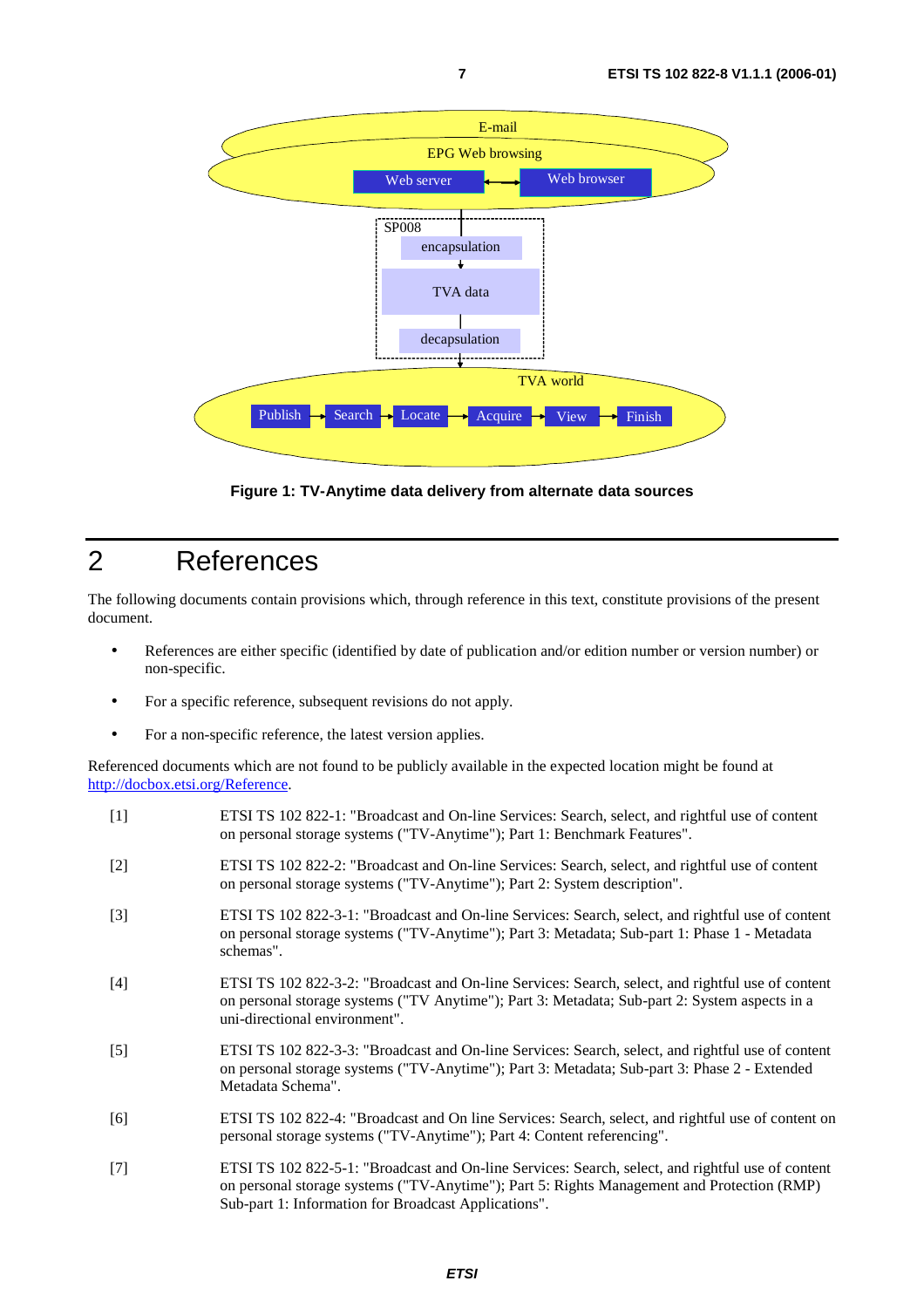Figure 1: TV-Anytime data delivery from alternate data sources

# 2 References

The following documents contain provisions which, through reference in this text, constitute provisions of the present document.

- References are either specific (identified by date of publication and/or edition number or version number) or non-specific.
- For a specific reference, subsequent revisions do not apply.
- For a non-specific reference, the latest version applies.

Referenced documents which are not found to be publicly available in the expected location might be found at http://docbox.etsi.org/Reference.

[1] ETSI TS 102 822-1: "Broadcast and On-line Services: Search, select, and rightful use of content on personal storage systems ("TV-Anytime"); Part 1: Benchmark Features".

[2] ETSI TS 102 822-2: "Broadcast and On-line Services: Search, select, and rightful use of content on personal storage systems ("TV-Anytime"); Part 2: System description".

[3] ETSI TS 102 822-3-1: "Broadcast and On-line Services: Search, select, and rightful use of content on personal storage systems ("TV-Anytime"); Part 3: Metadata; Sub-part 1: Phase 1 - Metadata schemas".

[4] ETSI TS 102 822-3-2: "Broadcast and On-line Services: Search, select, and rightful use of content on personal storage systems ("TV Anytime"); Part 3: Metadata; Sub-part 2: System aspects in a uni-directional environment".

[5] ETSI TS 102 822-3-3: "Broadcast and On-line Services: Search, select, and rightful use of content on personal storage systems ("TV-Anytime"); Part 3: Metadata; Sub-part 3: Phase 2 - Extended Metadata Schema".

[6] ETSI TS 102 822-4: "Broadcast and On line Services: Search, select, and rightful use of content on personal storage systems ("TV-Anytime"); Part 4: Content referencing".

[7] ETSI TS 102 822-5-1: "Broadcast and On-line Services: Search, select, and rightful use of content on personal storage systems ("TV-Anytime"); Part 5: Rights Management and Protection (RMP) Sub-part 1: Information for Broadcast Applications".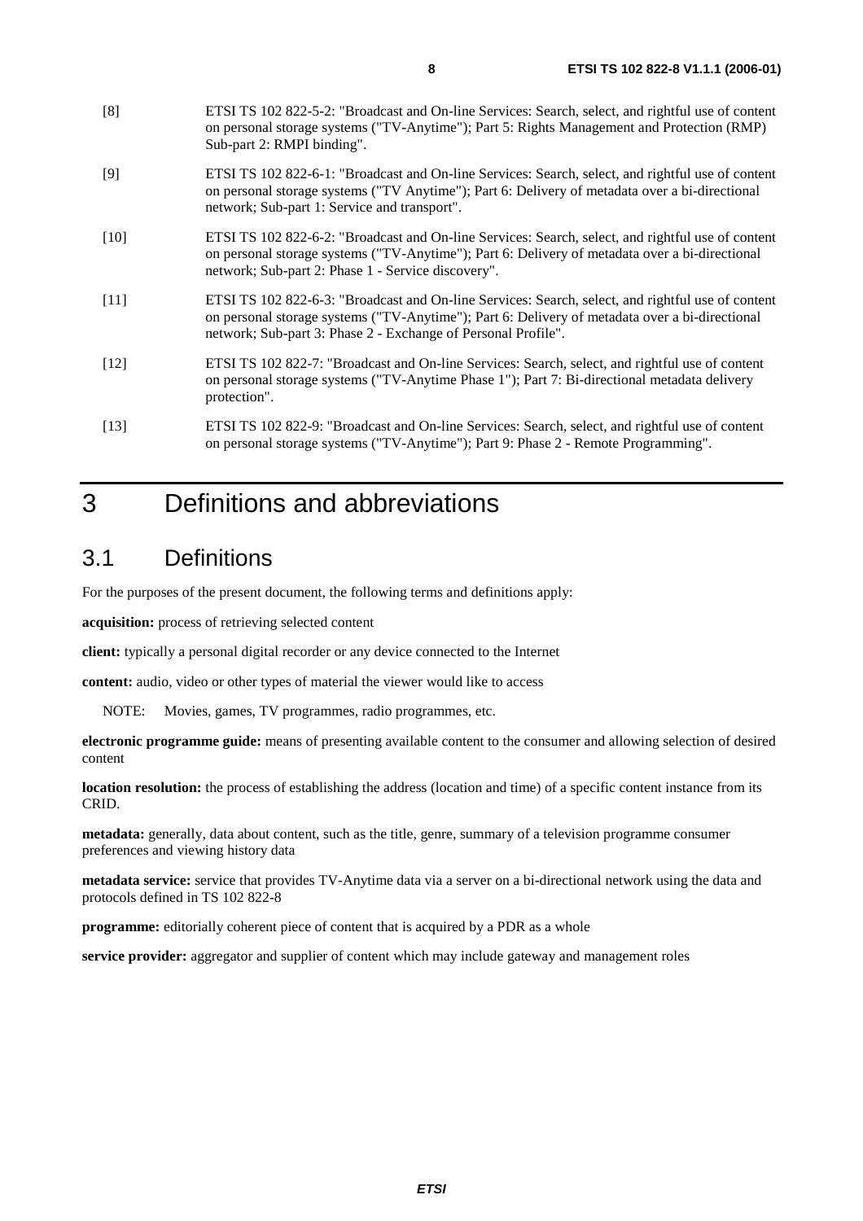[8] ETSI TS 102 822-5-2: "Broadcast and On-line Services: Search, select, and rightful use of content on personal storage systems ("TV-Anytime"); Part 5: Rights Management and Protection (RMP) Sub-part 2: RMPI binding".

[9] ETSI TS 102 822-6-1: "Broadcast and On-line Services: Search, select, and rightful use of content on personal storage systems ("TV Anytime"); Part 6: Delivery of metadata over a bi-directional network; Sub-part 1: Service and transport".

[10] ETSI TS 102 822-6-2: "Broadcast and On-line Services: Search, select, and rightful use of content on personal storage systems ("TV-Anytime"); Part 6: Delivery of metadata over a bi-directional network; Sub-part 2: Phase 1 - Service discovery".

[11] ETSI TS 102 822-6-3: "Broadcast and On-line Services: Search, select, and rightful use of content on personal storage systems ("TV-Anytime"); Part 6: Delivery of metadata over a bi-directional network; Sub-part 3: Phase 2 - Exchange of Personal Profile".

[12] ETSI TS 102 822-7: "Broadcast and On-line Services: Search, select, and rightful use of content on personal storage systems ("TV-Anytime Phase 1"); Part 7: Bi-directional metadata delivery protection".

[13] ETSI TS 102 822-9: "Broadcast and On-line Services: Search, select, and rightful use of content on personal storage systems ("TV-Anytime"); Part 9: Phase 2 - Remote Programming".

# 3 Definitions and abbreviations

## 3.1 Definitions

For the purposes of the present document, the following terms and definitions apply:

**acquisition:** process of retrieving selected content

**client:** typically a personal digital recorder or any device connected to the Internet

**content:** audio, video or other types of material the viewer would like to access

NOTE: Movies, games, TV programmes, radio programmes, etc.

**electronic programme guide:** means of presenting available content to the consumer and allowing selection of desired content

**location resolution:** the process of establishing the address (location and time) of a specific content instance from its CRID.

**metadata:** generally, data about content, such as the title, genre, summary of a television programme consumer preferences and viewing history data

**metadata service:** service that provides TV-Anytime data via a server on a bi-directional network using the data and protocols defined in TS 102 822-8

**programme:** editorially coherent piece of content that is acquired by a PDR as a whole

**service provider:** aggregator and supplier of content which may include gateway and management roles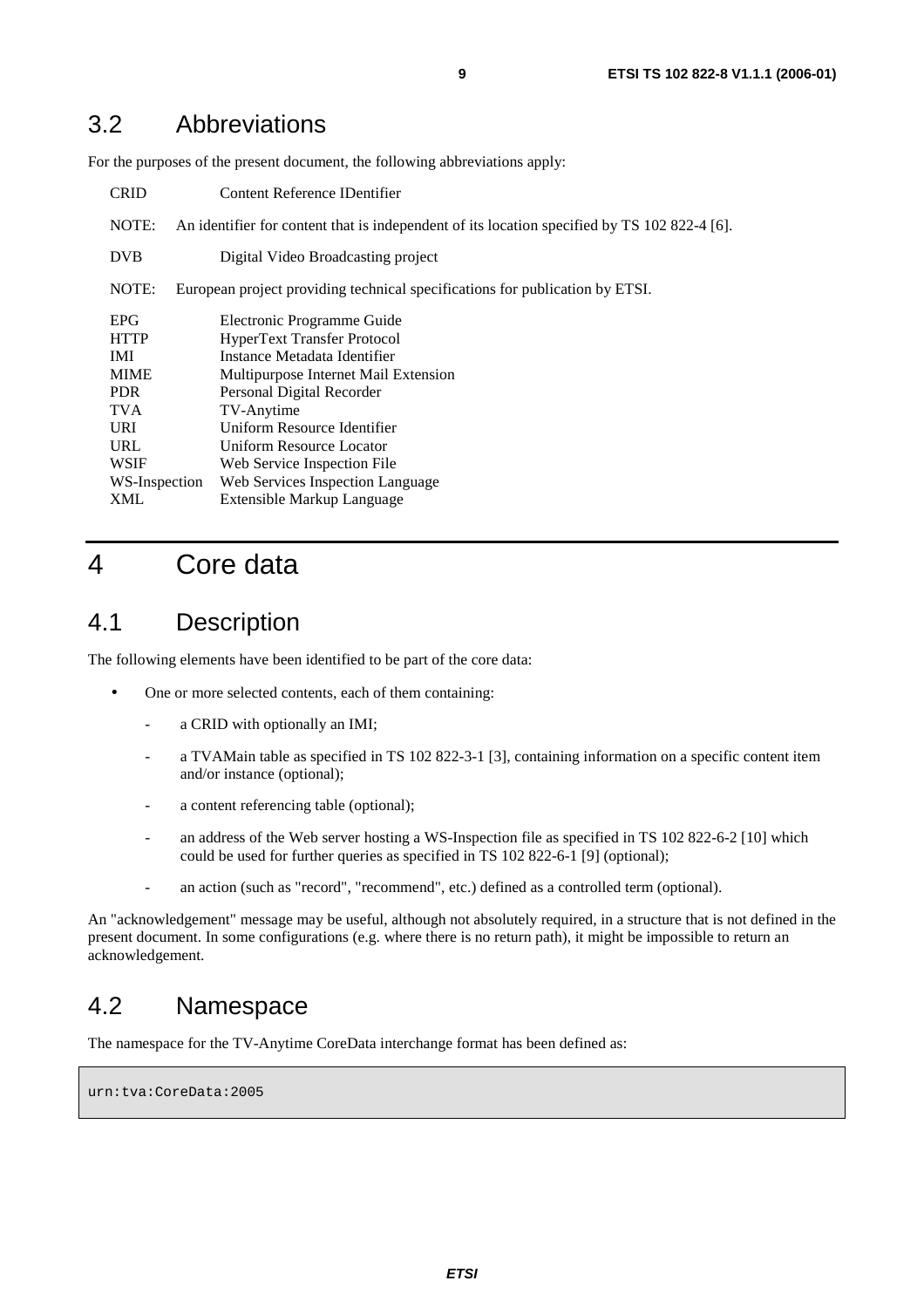## 3.2 Abbreviations

For the purposes of the present document, the following abbreviations apply:

CRID Content Reference IDentifier

NOTE: An identifier for content that is independent of its location specified by TS 102 822-4 [6].

DVB Digital Video Broadcasting project

NOTE: European project providing technical specifications for publication by ETSI.

EPG Electronic Programme Guide
HTTP HyperText Transfer Protocol
IMI Instance Metadata Identifier
MIME Multipurpose Internet Mail Extension
PDR Personal Digital Recorder
TVA TV-Anytime
URI Uniform Resource Identifier
URL Uniform Resource Locator
WSIF Web Service Inspection File
WS-Inspection Web Services Inspection Language
XML Extensible Markup Language

# 4 Core data

## 4.1 Description

The following elements have been identified to be part of the core data:

- One or more selected contents, each of them containing:
  - a CRID with optionally an IMI;
  - a TVAMain table as specified in TS 102 822-3-1 [3], containing information on a specific content item and/or instance (optional);
  - a content referencing table (optional);
  - an address of the Web server hosting a WS-Inspection file as specified in TS 102 822-6-2 [10] which could be used for further queries as specified in TS 102 822-6-1 [9] (optional);
  - an action (such as "record", "recommend", etc.) defined as a controlled term (optional).

An "acknowledgement" message may be useful, although not absolutely required, in a structure that is not defined in the present document. In some configurations (e.g. where there is no return path), it might be impossible to return an acknowledgement.

## 4.2 Namespace

The namespace for the TV-Anytime CoreData interchange format has been defined as:

```
urn:tva:CoreData:2005
```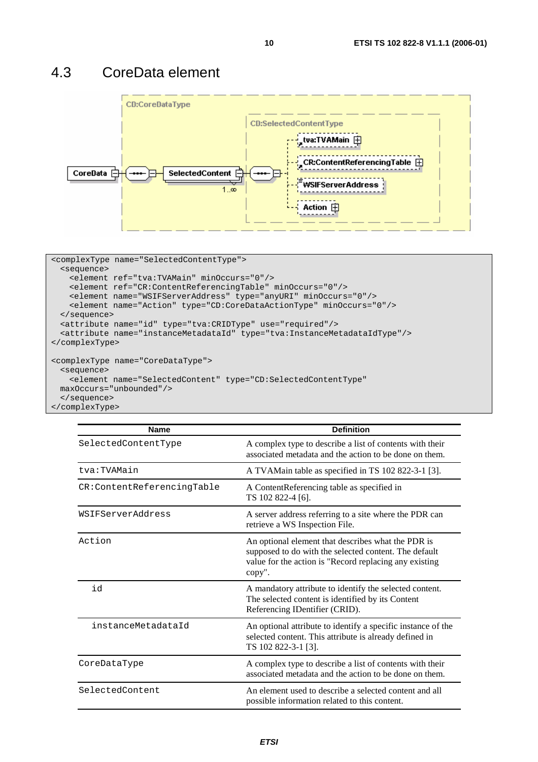## 4.3 CoreData element

```
<complexType name="SelectedContentType">
  <sequence>
    <element ref="tva:TVAMain" minOccurs="0"/>
    <element ref="CR:ContentReferencingTable" minOccurs="0"/>
    <element name="WSIFServerAddress" type="anyURI" minOccurs="0"/>
    <element name="Action" type="CD:CoreDataActionType" minOccurs="0"/>
  </sequence>
  <attribute name="id" type="tva:CRIDType" use="required"/>
  <attribute name="instanceMetadataId" type="tva:InstanceMetadataIdType"/>
</complexType>

<complexType name="CoreDataType">
  <sequence>
    <element name="SelectedContent" type="CD:SelectedContentType"
  maxOccurs="unbounded"/>
  </sequence>
</complexType>
```

| Name | Definition |
|---|---|
| SelectedContentType | A complex type to describe a list of contents with their associated metadata and the action to be done on them. |
| tva:TVAMain | A TVAMain table as specified in TS 102 822-3-1 [3]. |
| CR:ContentReferencingTable | A ContentReferencing table as specified in TS 102 822-4 [6]. |
| WSIFServerAddress | A server address referring to a site where the PDR can retrieve a WS Inspection File. |
| Action | An optional element that describes what the PDR is supposed to do with the selected content. The default value for the action is "Record replacing any existing copy". |
| id | A mandatory attribute to identify the selected content. The selected content is identified by its Content Referencing IDentifier (CRID). |
| instanceMetadataId | An optional attribute to identify a specific instance of the selected content. This attribute is already defined in TS 102 822-3-1 [3]. |
| CoreDataType | A complex type to describe a list of contents with their associated metadata and the action to be done on them. |
| SelectedContent | An element used to describe a selected content and all possible information related to this content. |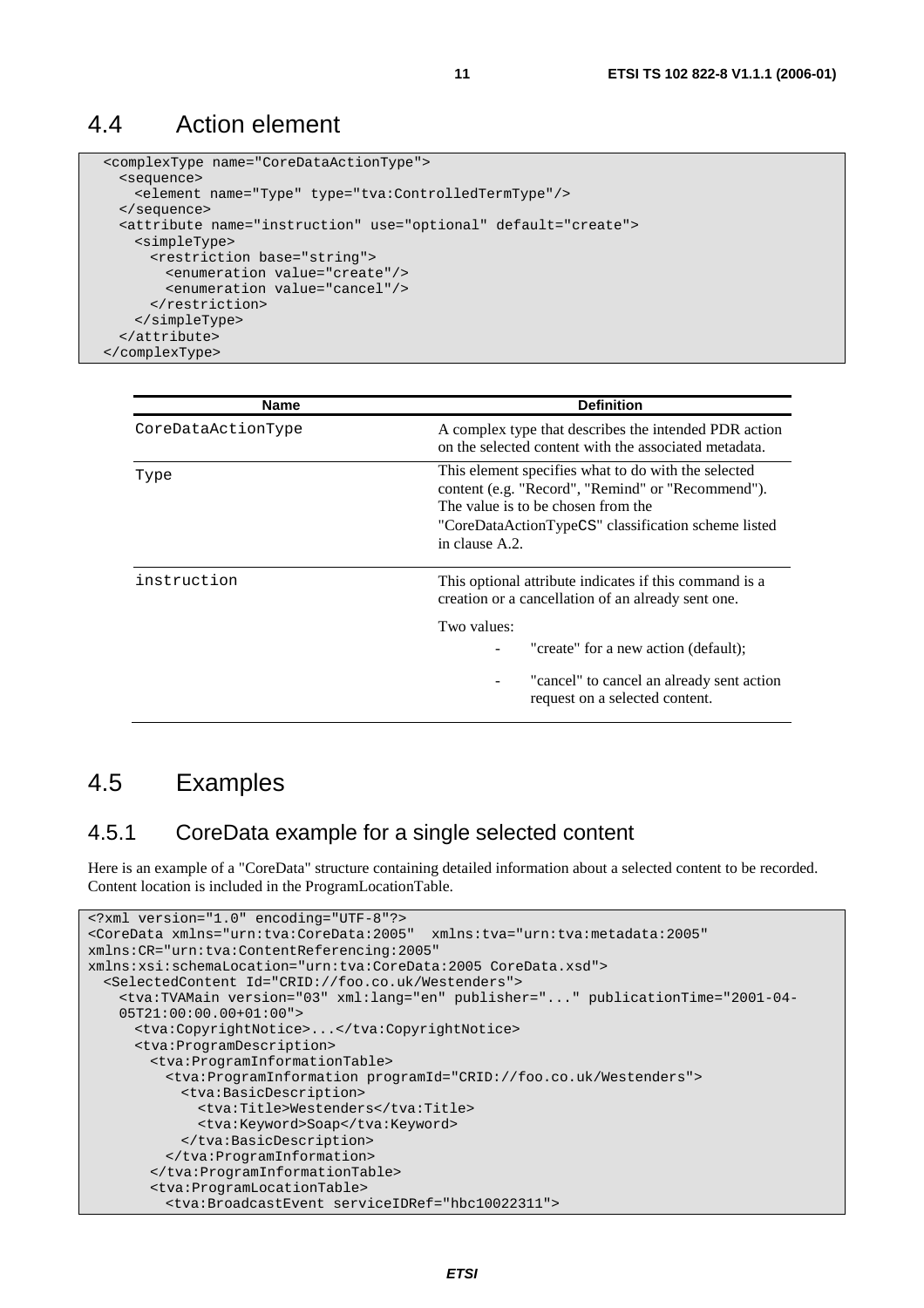## 4.4 Action element

```
<complexType name="CoreDataActionType">
  <sequence>
    <element name="Type" type="tva:ControlledTermType"/>
  </sequence>
  <attribute name="instruction" use="optional" default="create">
    <simpleType>
      <restriction base="string">
        <enumeration value="create"/>
        <enumeration value="cancel"/>
      </restriction>
    </simpleType>
  </attribute>
</complexType>
```

| Name | Definition |
|---|---|
| CoreDataActionType | A complex type that describes the intended PDR action on the selected content with the associated metadata. |
| Type | This element specifies what to do with the selected content (e.g. "Record", "Remind" or "Recommend"). The value is to be chosen from the "CoreDataActionTypeCS" classification scheme listed in clause A.2. |
| instruction | This optional attribute indicates if this command is a creation or a cancellation of an already sent one.<br>Two values:<br>- "create" for a new action (default);<br>- "cancel" to cancel an already sent action request on a selected content. |

## 4.5 Examples

### 4.5.1 CoreData example for a single selected content

Here is an example of a "CoreData" structure containing detailed information about a selected content to be recorded. Content location is included in the ProgramLocationTable.

```
<?xml version="1.0" encoding="UTF-8"?>
<CoreData xmlns="urn:tva:CoreData:2005"  xmlns:tva="urn:tva:metadata:2005"
xmlns:CR="urn:tva:ContentReferencing:2005"
xmlns:xsi:schemaLocation="urn:tva:CoreData:2005 CoreData.xsd">
  <SelectedContent Id="CRID://foo.co.uk/Westenders">
    <tva:TVAMain version="03" xml:lang="en" publisher="..." publicationTime="2001-04-
    05T21:00:00.00+01:00">
      <tva:CopyrightNotice>...</tva:CopyrightNotice>
      <tva:ProgramDescription>
        <tva:ProgramInformationTable>
          <tva:ProgramInformation programId="CRID://foo.co.uk/Westenders">
            <tva:BasicDescription>
              <tva:Title>Westenders</tva:Title>
              <tva:Keyword>Soap</tva:Keyword>
            </tva:BasicDescription>
          </tva:ProgramInformation>
        </tva:ProgramInformationTable>
        <tva:ProgramLocationTable>
          <tva:BroadcastEvent serviceIDRef="hbc10022311">
```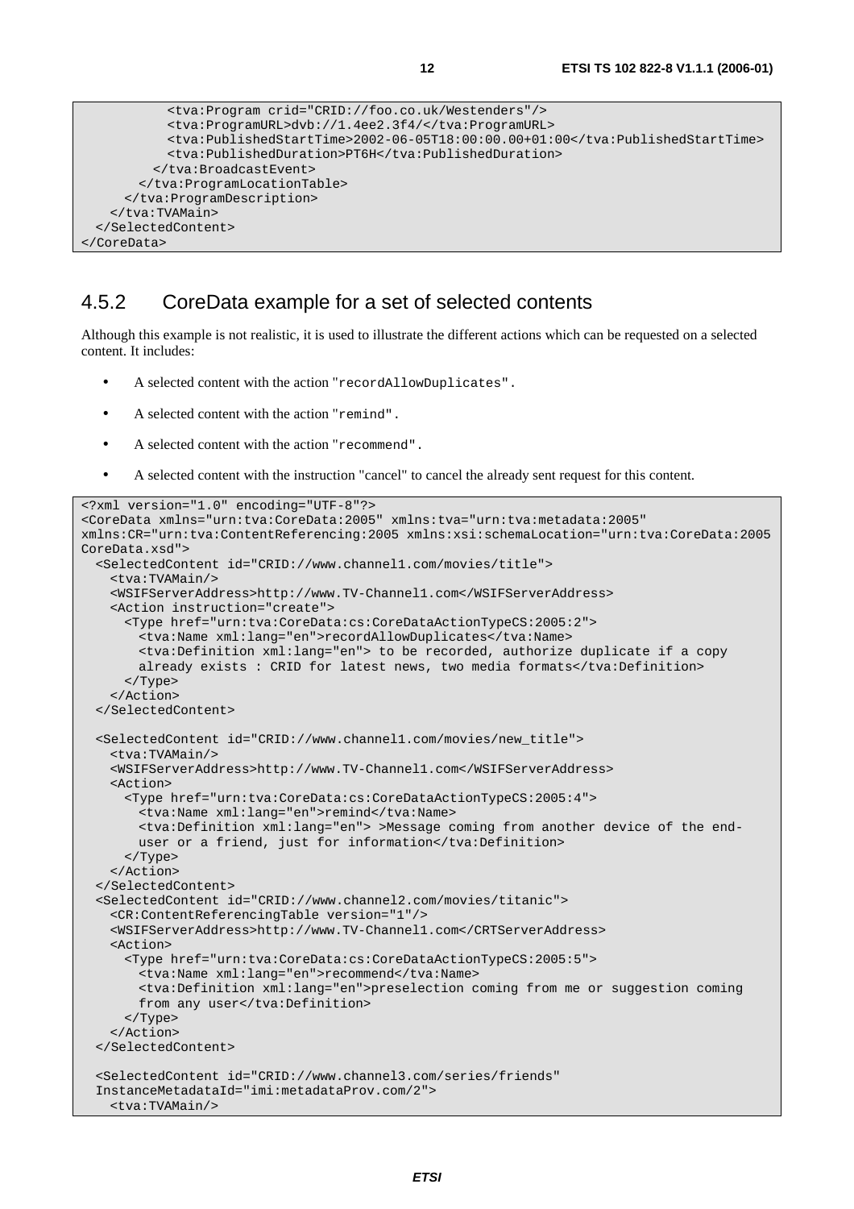```
          <tva:Program crid="CRID://foo.co.uk/Westenders"/>
          <tva:ProgramURL>dvb://1.4ee2.3f4/</tva:ProgramURL>
          <tva:PublishedStartTime>2002-06-05T18:00:00.00+01:00</tva:PublishedStartTime>
          <tva:PublishedDuration>PT6H</tva:PublishedDuration>
        </tva:BroadcastEvent>
      </tva:ProgramLocationTable>
    </tva:ProgramDescription>
  </tva:TVAMain>
 </SelectedContent>
</CoreData>
```

### 4.5.2 CoreData example for a set of selected contents

Although this example is not realistic, it is used to illustrate the different actions which can be requested on a selected content. It includes:

- A selected content with the action "recordAllowDuplicates".
- A selected content with the action "remind".
- A selected content with the action "recommend".
- A selected content with the instruction "cancel" to cancel the already sent request for this content.

```
<?xml version="1.0" encoding="UTF-8"?>
<CoreData xmlns="urn:tva:CoreData:2005" xmlns:tva="urn:tva:metadata:2005"
xmlns:CR="urn:tva:ContentReferencing:2005 xmlns:xsi:schemaLocation="urn:tva:CoreData:2005
CoreData.xsd">
  <SelectedContent id="CRID://www.channel1.com/movies/title">
    <tva:TVAMain/>
    <WSIFServerAddress>http://www.TV-Channel1.com</WSIFServerAddress>
    <Action instruction="create">
      <Type href="urn:tva:CoreData:cs:CoreDataActionTypeCS:2005:2">
        <tva:Name xml:lang="en">recordAllowDuplicates</tva:Name>
        <tva:Definition xml:lang="en"> to be recorded, authorize duplicate if a copy
        already exists : CRID for latest news, two media formats</tva:Definition>
      </Type>
    </Action>
  </SelectedContent>

  <SelectedContent id="CRID://www.channel1.com/movies/new_title">
    <tva:TVAMain/>
    <WSIFServerAddress>http://www.TV-Channel1.com</WSIFServerAddress>
    <Action>
      <Type href="urn:tva:CoreData:cs:CoreDataActionTypeCS:2005:4">
        <tva:Name xml:lang="en">remind</tva:Name>
        <tva:Definition xml:lang="en"> >Message coming from another device of the end-
        user or a friend, just for information</tva:Definition>
      </Type>
    </Action>
  </SelectedContent>
  <SelectedContent id="CRID://www.channel2.com/movies/titanic">
    <CR:ContentReferencingTable version="1"/>
    <WSIFServerAddress>http://www.TV-Channel1.com</CRTServerAddress>
    <Action>
      <Type href="urn:tva:CoreData:cs:CoreDataActionTypeCS:2005:5">
        <tva:Name xml:lang="en">recommend</tva:Name>
        <tva:Definition xml:lang="en">preselection coming from me or suggestion coming
        from any user</tva:Definition>
      </Type>
    </Action>
  </SelectedContent>

  <SelectedContent id="CRID://www.channel3.com/series/friends"
  InstanceMetadataId="imi:metadataProv.com/2">
    <tva:TVAMain/>
```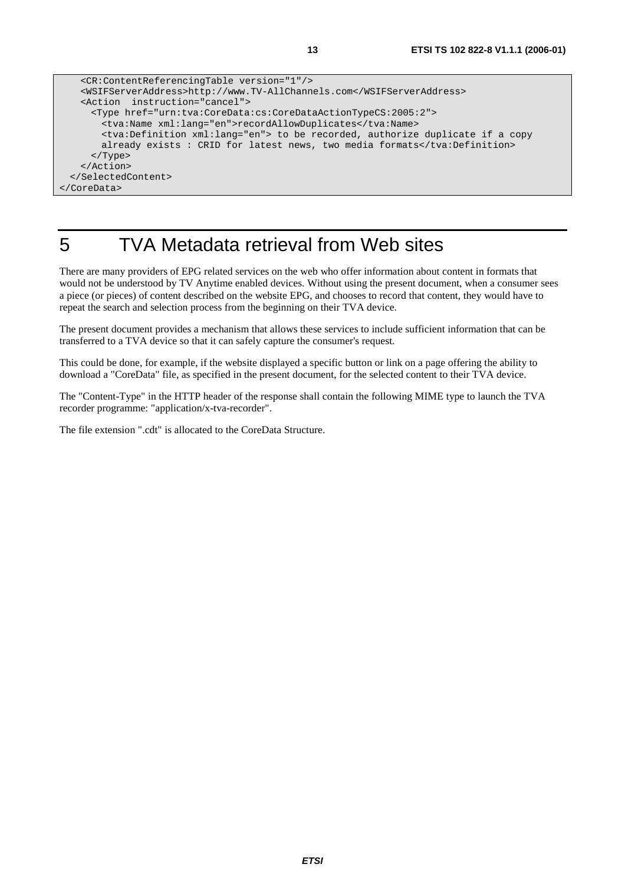```
    <CR:ContentReferencingTable version="1"/>
    <WSIFServerAddress>http://www.TV-AllChannels.com</WSIFServerAddress>
    <Action  instruction="cancel">
      <Type href="urn:tva:CoreData:cs:CoreDataActionTypeCS:2005:2">
        <tva:Name xml:lang="en">recordAllowDuplicates</tva:Name>
        <tva:Definition xml:lang="en"> to be recorded, authorize duplicate if a copy
        already exists : CRID for latest news, two media formats</tva:Definition>
      </Type>
    </Action>
  </SelectedContent>
</CoreData>
```

# 5 TVA Metadata retrieval from Web sites

There are many providers of EPG related services on the web who offer information about content in formats that would not be understood by TV Anytime enabled devices. Without using the present document, when a consumer sees a piece (or pieces) of content described on the website EPG, and chooses to record that content, they would have to repeat the search and selection process from the beginning on their TVA device.

The present document provides a mechanism that allows these services to include sufficient information that can be transferred to a TVA device so that it can safely capture the consumer's request.

This could be done, for example, if the website displayed a specific button or link on a page offering the ability to download a "CoreData" file, as specified in the present document, for the selected content to their TVA device.

The "Content-Type" in the HTTP header of the response shall contain the following MIME type to launch the TVA recorder programme: "application/x-tva-recorder".

The file extension ".cdt" is allocated to the CoreData Structure.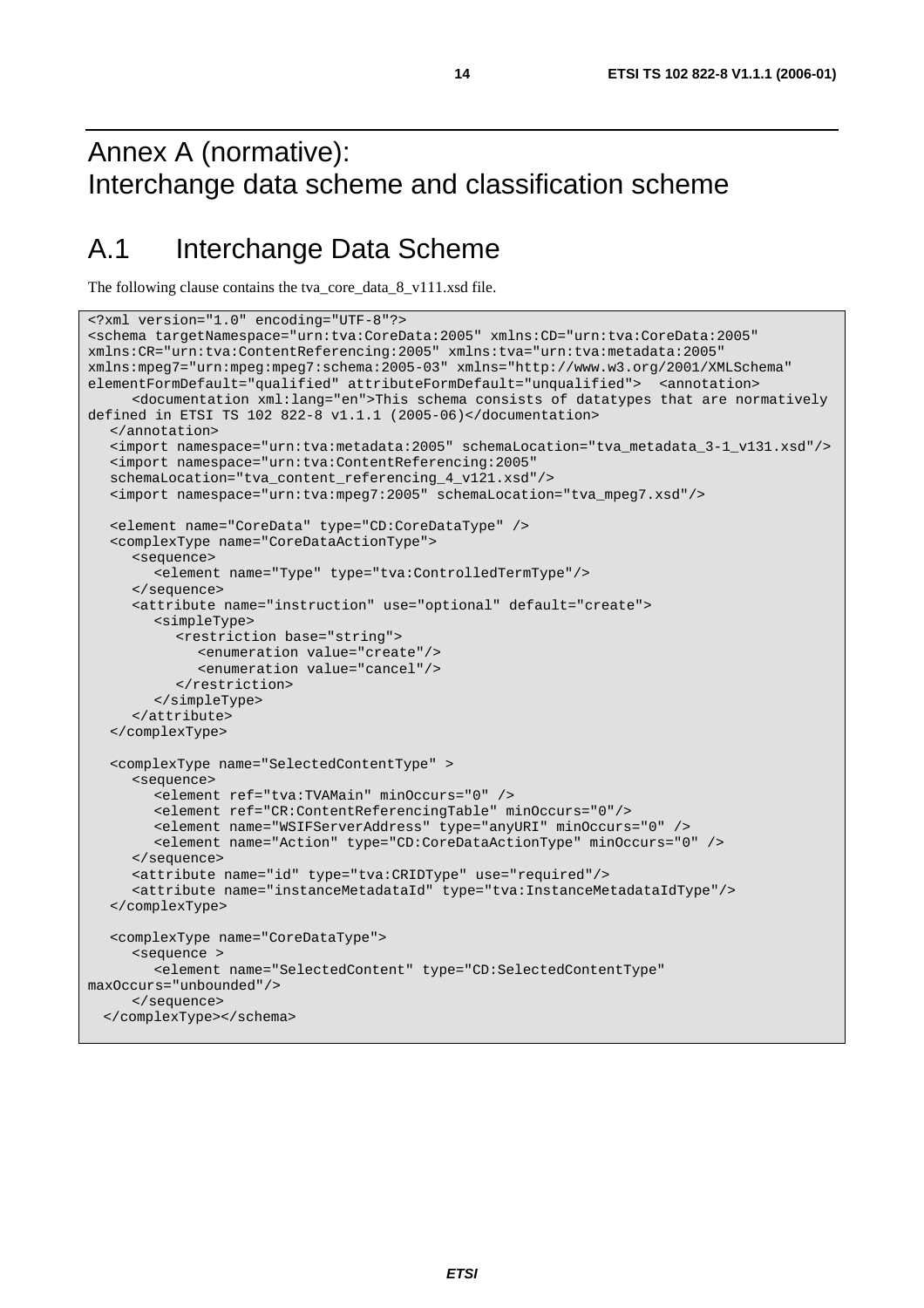# Annex A (normative): Interchange data scheme and classification scheme

## A.1 Interchange Data Scheme

The following clause contains the tva_core_data_8_v111.xsd file.

```
<?xml version="1.0" encoding="UTF-8"?>
<schema targetNamespace="urn:tva:CoreData:2005" xmlns:CD="urn:tva:CoreData:2005"
xmlns:CR="urn:tva:ContentReferencing:2005" xmlns:tva="urn:tva:metadata:2005"
xmlns:mpeg7="urn:mpeg:mpeg7:schema:2005-03" xmlns="http://www.w3.org/2001/XMLSchema"
elementFormDefault="qualified" attributeFormDefault="unqualified">  <annotation>
      <documentation xml:lang="en">This schema consists of datatypes that are normatively
defined in ETSI TS 102 822-8 v1.1.1 (2005-06)</documentation>
   </annotation>
   <import namespace="urn:tva:metadata:2005" schemaLocation="tva_metadata_3-1_v131.xsd"/>
   <import namespace="urn:tva:ContentReferencing:2005"
   schemaLocation="tva_content_referencing_4_v121.xsd"/>
   <import namespace="urn:tva:mpeg7:2005" schemaLocation="tva_mpeg7.xsd"/>

   <element name="CoreData" type="CD:CoreDataType" />
   <complexType name="CoreDataActionType">
      <sequence>
         <element name="Type" type="tva:ControlledTermType"/>
      </sequence>
      <attribute name="instruction" use="optional" default="create">
         <simpleType>
            <restriction base="string">
               <enumeration value="create"/>
               <enumeration value="cancel"/>
            </restriction>
         </simpleType>
      </attribute>
   </complexType>

   <complexType name="SelectedContentType" >
      <sequence>
         <element ref="tva:TVAMain" minOccurs="0" />
         <element ref="CR:ContentReferencingTable" minOccurs="0"/>
         <element name="WSIFServerAddress" type="anyURI" minOccurs="0" />
         <element name="Action" type="CD:CoreDataActionType" minOccurs="0" />
      </sequence>
      <attribute name="id" type="tva:CRIDType" use="required"/>
      <attribute name="instanceMetadataId" type="tva:InstanceMetadataIdType"/>
   </complexType>

   <complexType name="CoreDataType">
      <sequence >
         <element name="SelectedContent" type="CD:SelectedContentType"
maxOccurs="unbounded"/>
      </sequence>
  </complexType></schema>
```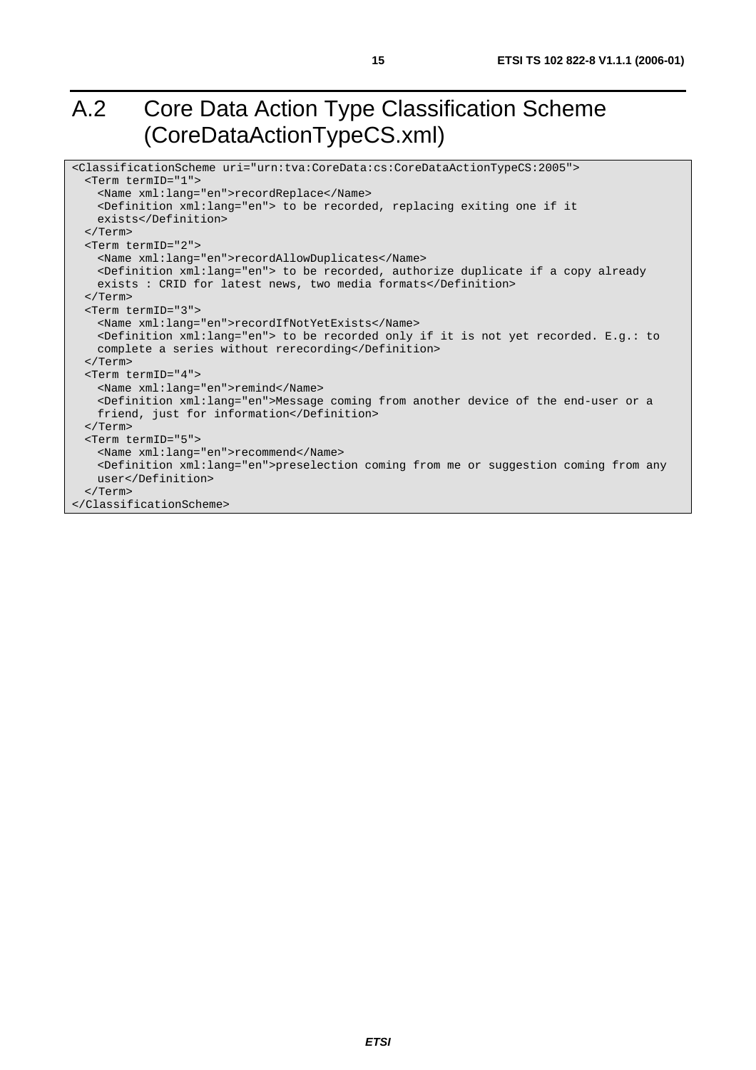# A.2 Core Data Action Type Classification Scheme (CoreDataActionTypeCS.xml)

```
<ClassificationScheme uri="urn:tva:CoreData:cs:CoreDataActionTypeCS:2005">
  <Term termID="1">
    <Name xml:lang="en">recordReplace</Name>
    <Definition xml:lang="en"> to be recorded, replacing exiting one if it
    exists</Definition>
  </Term>
  <Term termID="2">
    <Name xml:lang="en">recordAllowDuplicates</Name>
    <Definition xml:lang="en"> to be recorded, authorize duplicate if a copy already
    exists : CRID for latest news, two media formats</Definition>
  </Term>
  <Term termID="3">
    <Name xml:lang="en">recordIfNotYetExists</Name>
    <Definition xml:lang="en"> to be recorded only if it is not yet recorded. E.g.: to
    complete a series without rerecording</Definition>
  </Term>
  <Term termID="4">
    <Name xml:lang="en">remind</Name>
    <Definition xml:lang="en">Message coming from another device of the end-user or a
    friend, just for information</Definition>
  </Term>
  <Term termID="5">
    <Name xml:lang="en">recommend</Name>
    <Definition xml:lang="en">preselection coming from me or suggestion coming from any
    user</Definition>
  </Term>
</ClassificationScheme>
```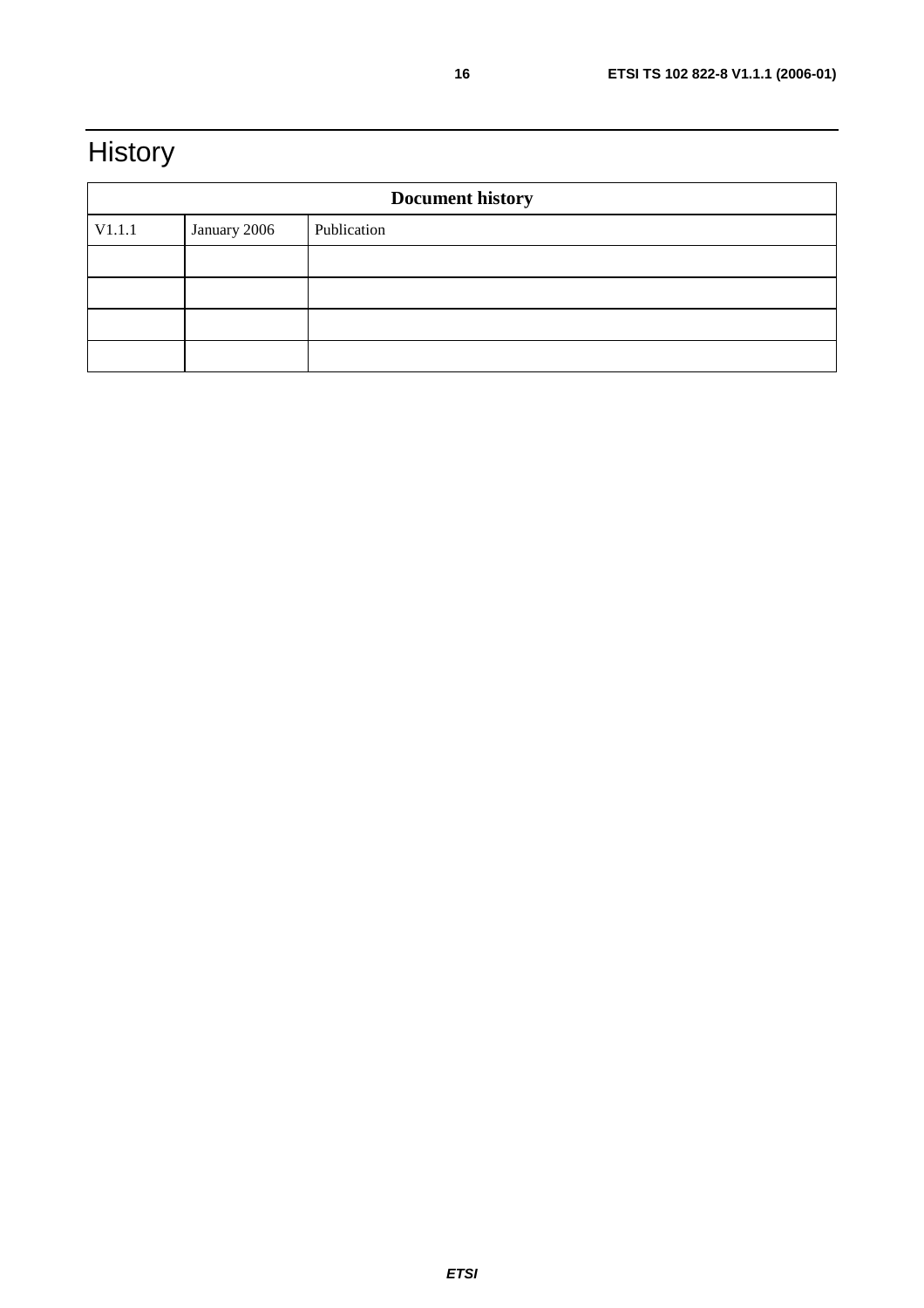# History

| Document history | | |
|---|---|---|
| V1.1.1 | January 2006 | Publication |
| | | |
| | | |
| | | |
| | | |